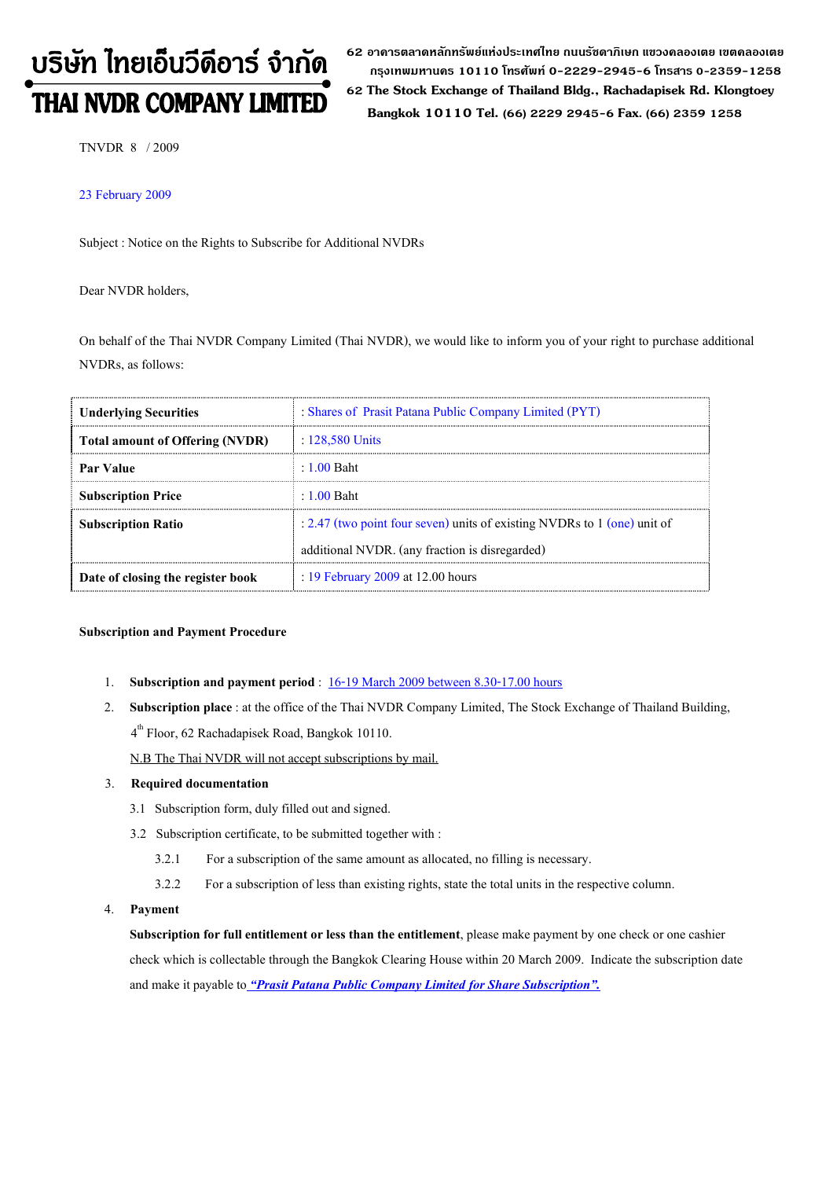บริษัท ไทยเอ็นวีดีอาร์ จำกัด

THAI NVDR COMPANY LIMITED

62 อาคารตลาดหลักทรัพย์แห่งประเทศไทย ถนนรัชดาภิเษก แขวงคลองเตย เขตคลองเตย กรุงเทพมหานคร 10110 โทรศัพท์ 0-2229-2945-6 โทรสาร 0-2359-1258

62 The Stock Exchange of Thailand Bldg., Rachadapisek Rd. Klongtoey Bangkok 10110 Tel. (66) 2229 2945-6 Fax. (66) 2359 1258

TNVDR 8 / 2009

23 February 2009

Subject : Notice on the Rights to Subscribe for Additional NVDRs

Dear NVDR holders,

On behalf of the Thai NVDR Company Limited (Thai NVDR), we would like to inform you of your right to purchase additional NVDRs, as follows:

| | |
|---|---|
| **Underlying Securities** | : Shares of Prasit Patana Public Company Limited (PYT) |
| **Total amount of Offering (NVDR)** | : 128,580 Units |
| **Par Value** | : 1.00 Baht |
| **Subscription Price** | : 1.00 Baht |
| **Subscription Ratio** | : 2.47 (two point four seven) units of existing NVDRs to 1 (one) unit of additional NVDR. (any fraction is disregarded) |
| **Date of closing the register book** | : 19 February 2009 at 12.00 hours |

**Subscription and Payment Procedure**

1. **Subscription and payment period** : 16-19 March 2009 between 8.30-17.00 hours
2. **Subscription place** : at the office of the Thai NVDR Company Limited, The Stock Exchange of Thailand Building, 4th Floor, 62 Rachadapisek Road, Bangkok 10110.

   N.B The Thai NVDR will not accept subscriptions by mail.
3. **Required documentation**

   3.1 Subscription form, duly filled out and signed.

   3.2 Subscription certificate, to be submitted together with :

   3.2.1 For a subscription of the same amount as allocated, no filling is necessary.

   3.2.2 For a subscription of less than existing rights, state the total units in the respective column.
4. **Payment**

   **Subscription for full entitlement or less than the entitlement**, please make payment by one check or one cashier check which is collectable through the Bangkok Clearing House within 20 March 2009. Indicate the subscription date and make it payable to ***"Prasit Patana Public Company Limited for Share Subscription".***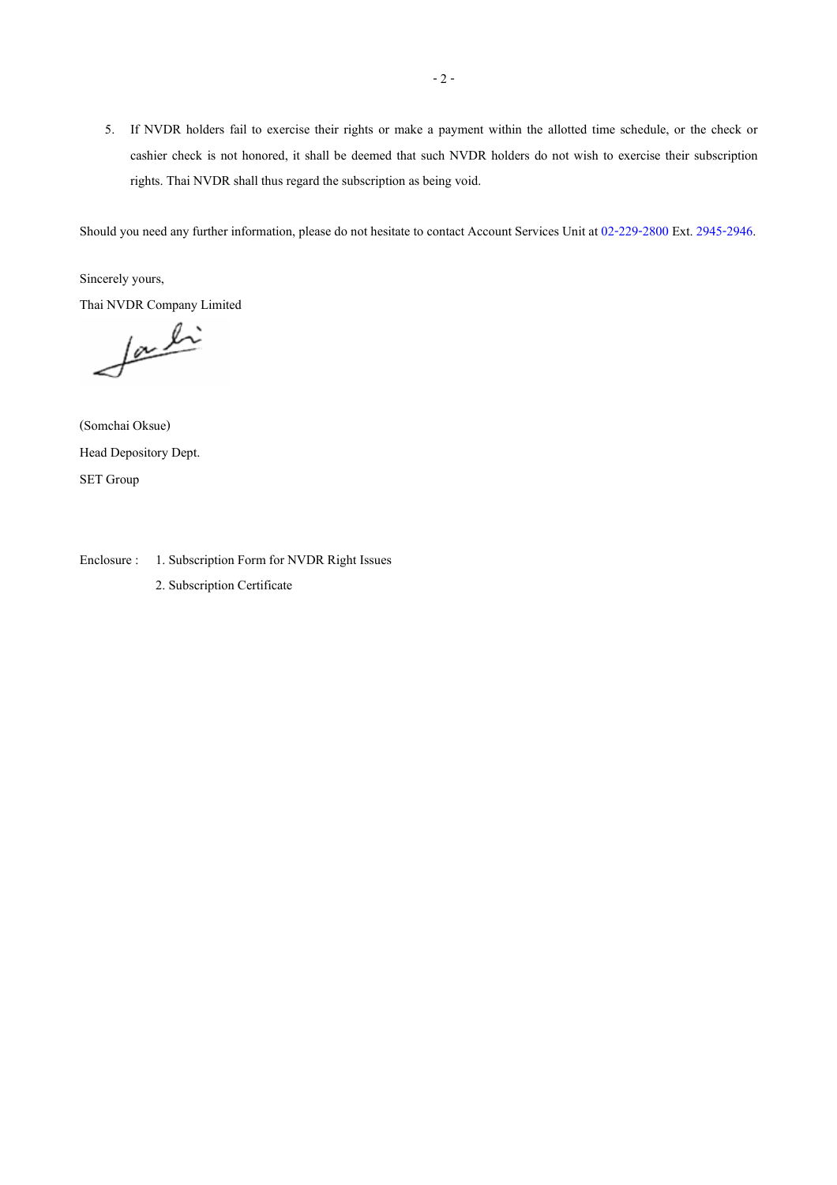5. If NVDR holders fail to exercise their rights or make a payment within the allotted time schedule, or the check or cashier check is not honored, it shall be deemed that such NVDR holders do not wish to exercise their subscription rights. Thai NVDR shall thus regard the subscription as being void.

Should you need any further information, please do not hesitate to contact Account Services Unit at 02-229-2800 Ext. 2945-2946.

Sincerely yours,

Thai NVDR Company Limited

(Somchai Oksue)

Head Depository Dept.

SET Group

Enclosure : 1. Subscription Form for NVDR Right Issues

2. Subscription Certificate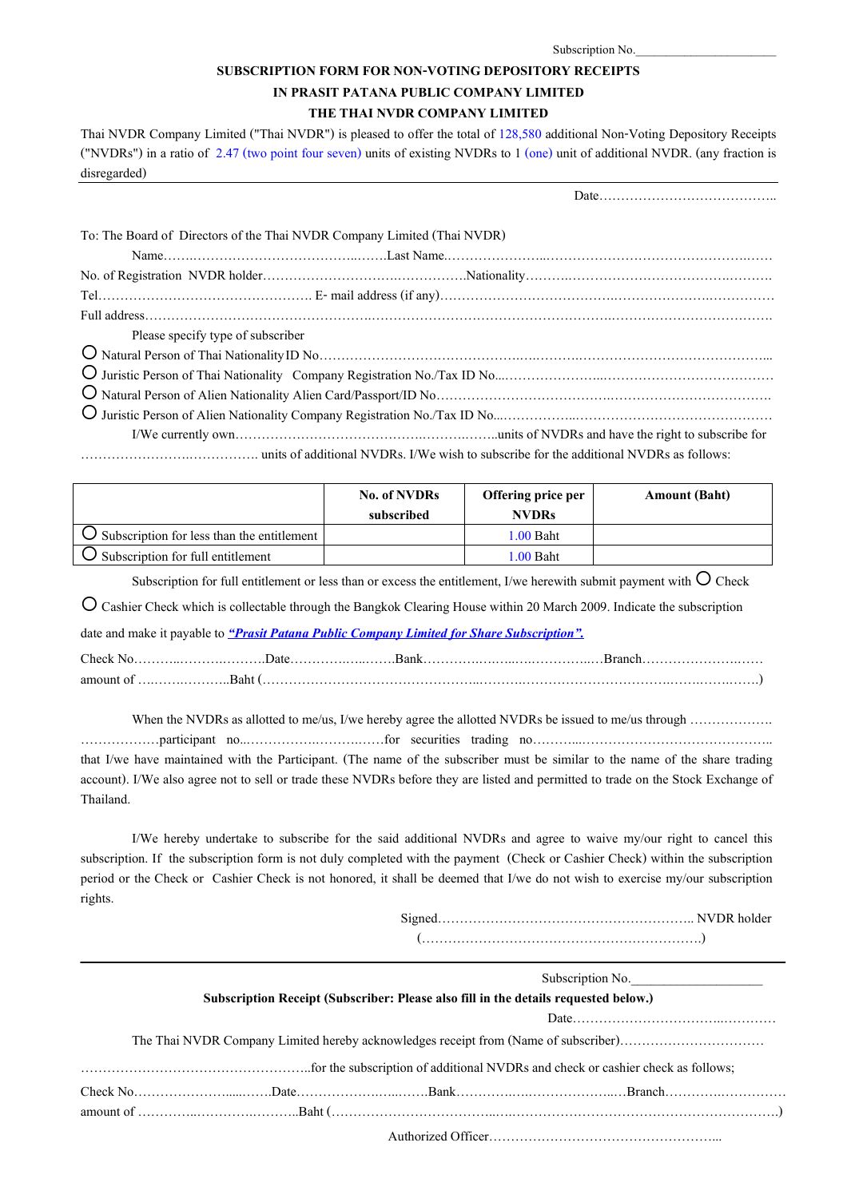Subscription No.______________________

**SUBSCRIPTION FORM FOR NON-VOTING DEPOSITORY RECEIPTS**

**IN PRASIT PATANA PUBLIC COMPANY LIMITED**

**THE THAI NVDR COMPANY LIMITED**

Thai NVDR Company Limited ("Thai NVDR") is pleased to offer the total of 128,580 additional Non-Voting Depository Receipts ("NVDRs") in a ratio of 2.47 (two point four seven) units of existing NVDRs to 1 (one) unit of additional NVDR. (any fraction is disregarded)

Date…………………………………..

To: The Board of Directors of the Thai NVDR Company Limited (Thai NVDR)

Name……..……………………………..…….Last Name.…………………..…………………………………….……

No. of Registration NVDR holder……………………….…………….Nationality……….……………………………..……….

Tel………………………………………… E- mail address (if any)…………………………….…………………..……………

Full address……………………………………….……………………………………………….…………………………….

Please specify type of subscriber

○ Natural Person of Thai Nationality ID No……………………………………….…….…….…………………………………...

○ Juristic Person of Thai Nationality Company Registration No./Tax ID No...…………………..………………………………

○ Natural Person of Alien Nationality Alien Card/Passport/ID No………………………………….…………………………….

○ Juristic Person of Alien Nationality Company Registration No./Tax ID No...………………..………………………………

I/We currently own……………………………………….……..……..units of NVDRs and have the right to subscribe for …………………….…………… units of additional NVDRs. I/We wish to subscribe for the additional NVDRs as follows:

| | No. of NVDRs subscribed | Offering price per NVDRs | Amount (Baht) |
|---|---|---|---|
| ○ Subscription for less than the entitlement | | 1.00 Baht | |
| ○ Subscription for full entitlement | | 1.00 Baht | |

Subscription for full entitlement or less than or excess the entitlement, I/we herewith submit payment with ○ Check ○ Cashier Check which is collectable through the Bangkok Clearing House within 20 March 2009. Indicate the subscription date and make it payable to ***"Prasit Patana Public Company Limited for Share Subscription".***

Check No………..…….…..……..Date………….…..…….Bank……….….….…..…………..…Branch……………….……..…

amount of …….…..………..Baht (…………………………………………..……….……………………………….……….……..)

When the NVDRs as allotted to me/us, I/we hereby agree the allotted NVDRs be issued to me/us through ………………. ………………participant no...……………..……..……for securities trading no………...…………………………………….. that I/we have maintained with the Participant. (The name of the subscriber must be similar to the name of the share trading account). I/We also agree not to sell or trade these NVDRs before they are listed and permitted to trade on the Stock Exchange of Thailand.

I/We hereby undertake to subscribe for the said additional NVDRs and agree to waive my/our right to cancel this subscription. If the subscription form is not duly completed with the payment (Check or Cashier Check) within the subscription period or the Check or Cashier Check is not honored, it shall be deemed that I/we do not wish to exercise my/our subscription rights.

Signed………………………………………………….. NVDR holder

(……………………………………………………….)

---

Subscription No.___________________

**Subscription Receipt (Subscriber: Please also fill in the details requested below.)**

Date………………………………..…………

The Thai NVDR Company Limited hereby acknowledges receipt from (Name of subscriber)……………………………

……………………………………………..for the subscription of additional NVDRs and check or cashier check as follows;

Check No…………………......…….Date…………………...…….Bank…………….…………………..…Branch…………….……………

amount of …………..………….……….Baht (…………………………..……………………………………………………….)

Authorized Officer……………………………………………...